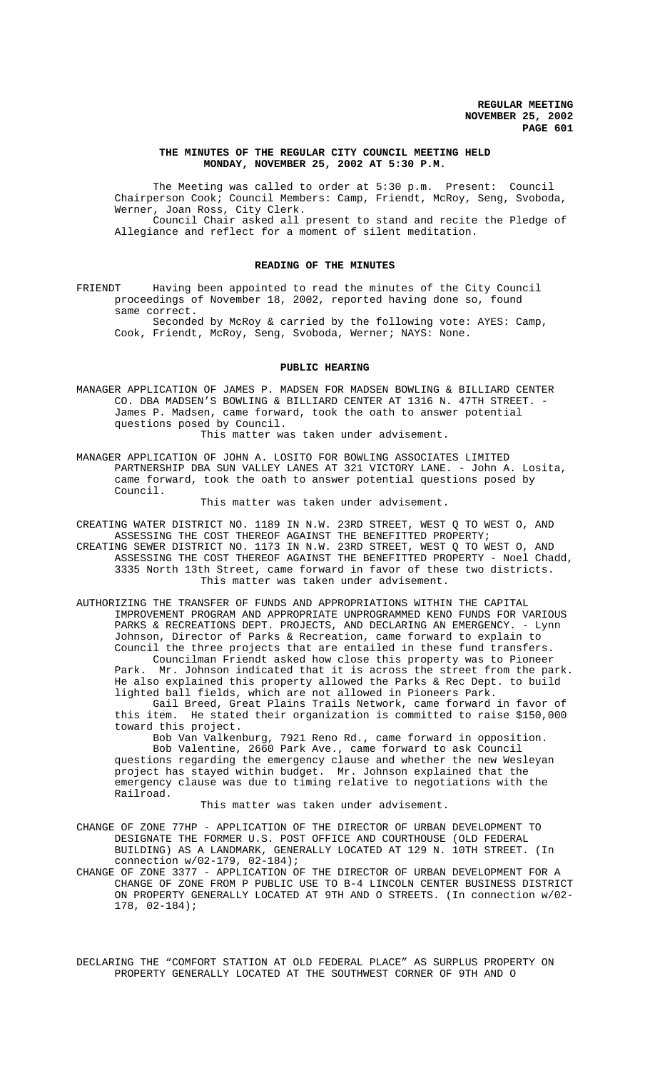**THE MINUTES OF THE REGULAR CITY COUNCIL MEETING HELD MONDAY, NOVEMBER 25, 2002 AT 5:30 P.M.**

The Meeting was called to order at 5:30 p.m. Present: Council Chairperson Cook; Council Members: Camp, Friendt, McRoy, Seng, Svoboda, Werner, Joan Ross, City Clerk.

Council Chair asked all present to stand and recite the Pledge of Allegiance and reflect for a moment of silent meditation.

## READING OF THE MINUTES

FRIENDT Having been appointed to read the minutes of the City Council proceedings of November 18, 2002, reported having done so, found same correct.

Seconded by McRoy & carried by the following vote: AYES: Camp, Cook, Friendt, McRoy, Seng, Svoboda, Werner; NAYS: None.

## PUBLIC HEARING

MANAGER APPLICATION OF JAMES P. MADSEN FOR MADSEN BOWLING & BILLIARD CENTER CO. DBA MADSEN'S BOWLING & BILLIARD CENTER AT 1316 N. 47TH STREET. - James P. Madsen, came forward, took the oath to answer potential questions posed by Council.

This matter was taken under advisement.

MANAGER APPLICATION OF JOHN A. LOSITO FOR BOWLING ASSOCIATES LIMITED PARTNERSHIP DBA SUN VALLEY LANES AT 321 VICTORY LANE. - John A. Losita, came forward, took the oath to answer potential questions posed by Council.

This matter was taken under advisement.

CREATING WATER DISTRICT NO. 1189 IN N.W. 23RD STREET, WEST Q TO WEST O, AND ASSESSING THE COST THEREOF AGAINST THE BENEFITTED PROPERTY;

CREATING SEWER DISTRICT NO. 1173 IN N.W. 23RD STREET, WEST Q TO WEST O, AND ASSESSING THE COST THEREOF AGAINST THE BENEFITTED PROPERTY - Noel Chadd, 3335 North 13th Street, came forward in favor of these two districts.

This matter was taken under advisement.

AUTHORIZING THE TRANSFER OF FUNDS AND APPROPRIATIONS WITHIN THE CAPITAL IMPROVEMENT PROGRAM AND APPROPRIATE UNPROGRAMMED KENO FUNDS FOR VARIOUS PARKS & RECREATIONS DEPT. PROJECTS, AND DECLARING AN EMERGENCY. - Lynn Johnson, Director of Parks & Recreation, came forward to explain to Council the three projects that are entailed in these fund transfers.

Councilman Friendt asked how close this property was to Pioneer Park. Mr. Johnson indicated that it is across the street from the park. He also explained this property allowed the Parks & Rec Dept. to build lighted ball fields, which are not allowed in Pioneers Park.

Gail Breed, Great Plains Trails Network, came forward in favor of this item. He stated their organization is committed to raise $150,000 toward this project.

Bob Van Valkenburg, 7921 Reno Rd., came forward in opposition.

Bob Valentine, 2660 Park Ave., came forward to ask Council questions regarding the emergency clause and whether the new Wesleyan project has stayed within budget. Mr. Johnson explained that the emergency clause was due to timing relative to negotiations with the Railroad.

This matter was taken under advisement.

CHANGE OF ZONE 77HP - APPLICATION OF THE DIRECTOR OF URBAN DEVELOPMENT TO DESIGNATE THE FORMER U.S. POST OFFICE AND COURTHOUSE (OLD FEDERAL BUILDING) AS A LANDMARK, GENERALLY LOCATED AT 129 N. 10TH STREET. (In connection w/02-179, 02-184);

CHANGE OF ZONE 3377 - APPLICATION OF THE DIRECTOR OF URBAN DEVELOPMENT FOR A CHANGE OF ZONE FROM P PUBLIC USE TO B-4 LINCOLN CENTER BUSINESS DISTRICT ON PROPERTY GENERALLY LOCATED AT 9TH AND O STREETS. (In connection w/02-178, 02-184);

DECLARING THE "COMFORT STATION AT OLD FEDERAL PLACE" AS SURPLUS PROPERTY ON PROPERTY GENERALLY LOCATED AT THE SOUTHWEST CORNER OF 9TH AND O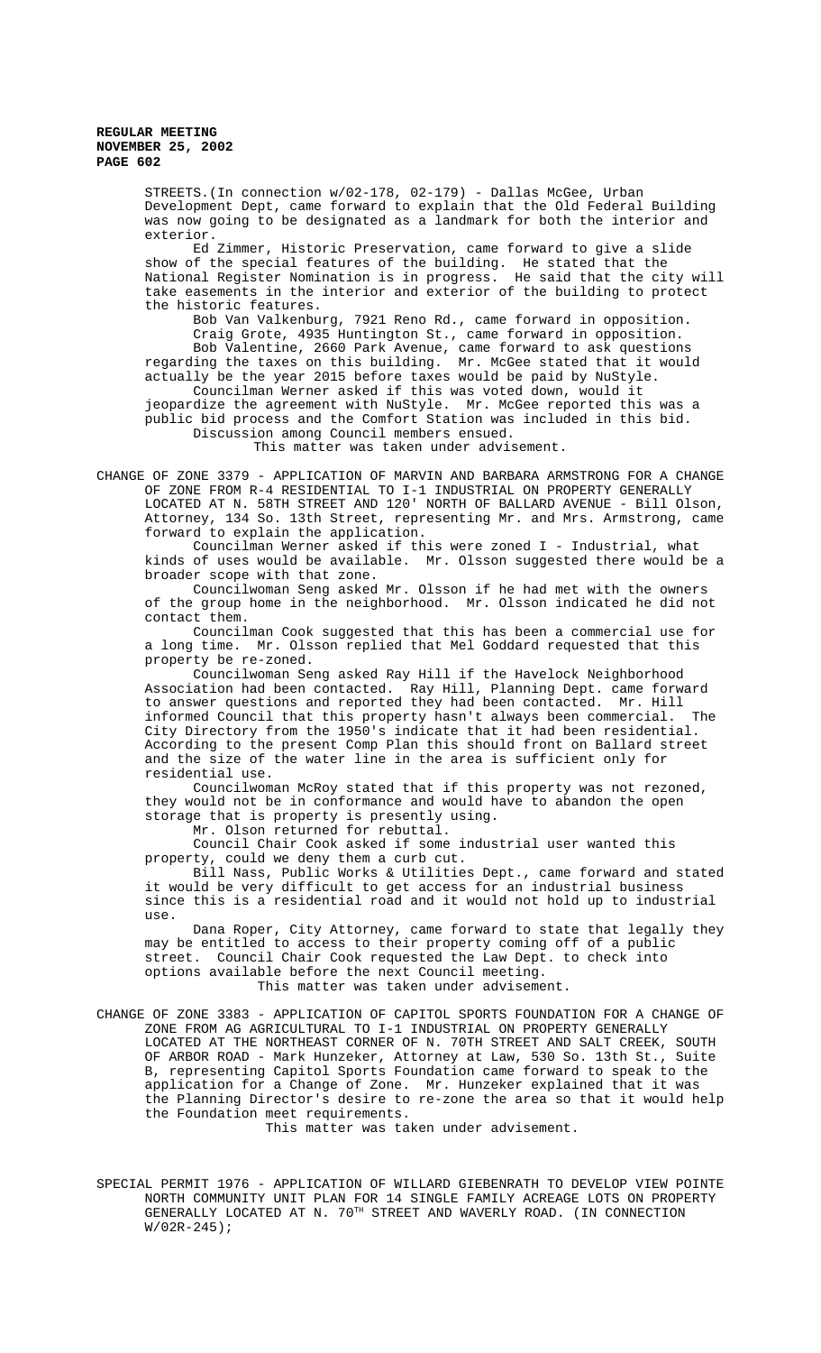STREETS.(In connection w/02-178, 02-179) - Dallas McGee, Urban Development Dept, came forward to explain that the Old Federal Building was now going to be designated as a landmark for both the interior and exterior.

Ed Zimmer, Historic Preservation, came forward to give a slide show of the special features of the building. He stated that the National Register Nomination is in progress. He said that the city will take easements in the interior and exterior of the building to protect the historic features.

Bob Van Valkenburg, 7921 Reno Rd., came forward in opposition.

Craig Grote, 4935 Huntington St., came forward in opposition.

Bob Valentine, 2660 Park Avenue, came forward to ask questions regarding the taxes on this building. Mr. McGee stated that it would actually be the year 2015 before taxes would be paid by NuStyle.

Councilman Werner asked if this was voted down, would it jeopardize the agreement with NuStyle. Mr. McGee reported this was a public bid process and the Comfort Station was included in this bid.

Discussion among Council members ensued.

This matter was taken under advisement.

CHANGE OF ZONE 3379 - APPLICATION OF MARVIN AND BARBARA ARMSTRONG FOR A CHANGE OF ZONE FROM R-4 RESIDENTIAL TO I-1 INDUSTRIAL ON PROPERTY GENERALLY LOCATED AT N. 58TH STREET AND 120' NORTH OF BALLARD AVENUE - Bill Olson, Attorney, 134 So. 13th Street, representing Mr. and Mrs. Armstrong, came forward to explain the application.

Councilman Werner asked if this were zoned I - Industrial, what kinds of uses would be available. Mr. Olsson suggested there would be a broader scope with that zone.

Councilwoman Seng asked Mr. Olsson if he had met with the owners of the group home in the neighborhood. Mr. Olsson indicated he did not contact them.

Councilman Cook suggested that this has been a commercial use for a long time. Mr. Olsson replied that Mel Goddard requested that this property be re-zoned.

Councilwoman Seng asked Ray Hill if the Havelock Neighborhood Association had been contacted. Ray Hill, Planning Dept. came forward to answer questions and reported they had been contacted. Mr. Hill informed Council that this property hasn't always been commercial. The City Directory from the 1950's indicate that it had been residential. According to the present Comp Plan this should front on Ballard street and the size of the water line in the area is sufficient only for residential use.

Councilwoman McRoy stated that if this property was not rezoned, they would not be in conformance and would have to abandon the open storage that is property is presently using.

Mr. Olson returned for rebuttal.

Council Chair Cook asked if some industrial user wanted this property, could we deny them a curb cut.

Bill Nass, Public Works & Utilities Dept., came forward and stated it would be very difficult to get access for an industrial business since this is a residential road and it would not hold up to industrial use.

Dana Roper, City Attorney, came forward to state that legally they may be entitled to access to their property coming off of a public street. Council Chair Cook requested the Law Dept. to check into options available before the next Council meeting.

This matter was taken under advisement.

CHANGE OF ZONE 3383 - APPLICATION OF CAPITOL SPORTS FOUNDATION FOR A CHANGE OF ZONE FROM AG AGRICULTURAL TO I-1 INDUSTRIAL ON PROPERTY GENERALLY LOCATED AT THE NORTHEAST CORNER OF N. 70TH STREET AND SALT CREEK, SOUTH OF ARBOR ROAD - Mark Hunzeker, Attorney at Law, 530 So. 13th St., Suite B, representing Capitol Sports Foundation came forward to speak to the application for a Change of Zone. Mr. Hunzeker explained that it was the Planning Director's desire to re-zone the area so that it would help the Foundation meet requirements.

This matter was taken under advisement.

SPECIAL PERMIT 1976 - APPLICATION OF WILLARD GIEBENRATH TO DEVELOP VIEW POINTE NORTH COMMUNITY UNIT PLAN FOR 14 SINGLE FAMILY ACREAGE LOTS ON PROPERTY GENERALLY LOCATED AT N. 70TH STREET AND WAVERLY ROAD. (IN CONNECTION W/02R-245);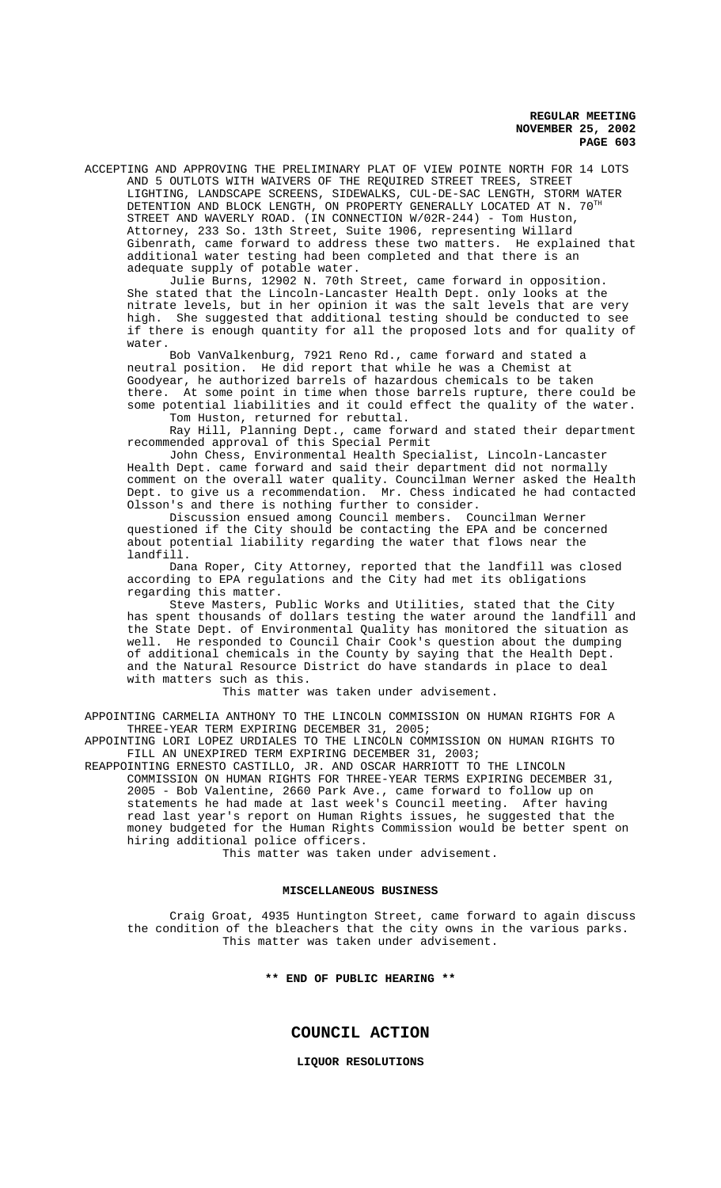ACCEPTING AND APPROVING THE PRELIMINARY PLAT OF VIEW POINTE NORTH FOR 14 LOTS AND 5 OUTLOTS WITH WAIVERS OF THE REQUIRED STREET TREES, STREET LIGHTING, LANDSCAPE SCREENS, SIDEWALKS, CUL-DE-SAC LENGTH, STORM WATER DETENTION AND BLOCK LENGTH, ON PROPERTY GENERALLY LOCATED AT N. 70TH STREET AND WAVERLY ROAD. (IN CONNECTION W/02R-244) - Tom Huston, Attorney, 233 So. 13th Street, Suite 1906, representing Willard Gibenrath, came forward to address these two matters. He explained that additional water testing had been completed and that there is an adequate supply of potable water.

Julie Burns, 12902 N. 70th Street, came forward in opposition. She stated that the Lincoln-Lancaster Health Dept. only looks at the nitrate levels, but in her opinion it was the salt levels that are very high. She suggested that additional testing should be conducted to see if there is enough quantity for all the proposed lots and for quality of water.

Bob VanValkenburg, 7921 Reno Rd., came forward and stated a neutral position. He did report that while he was a Chemist at Goodyear, he authorized barrels of hazardous chemicals to be taken there. At some point in time when those barrels rupture, there could be some potential liabilities and it could effect the quality of the water.

Tom Huston, returned for rebuttal.

Ray Hill, Planning Dept., came forward and stated their department recommended approval of this Special Permit

John Chess, Environmental Health Specialist, Lincoln-Lancaster Health Dept. came forward and said their department did not normally comment on the overall water quality. Councilman Werner asked the Health Dept. to give us a recommendation. Mr. Chess indicated he had contacted Olsson's and there is nothing further to consider.

Discussion ensued among Council members. Councilman Werner questioned if the City should be contacting the EPA and be concerned about potential liability regarding the water that flows near the landfill.

Dana Roper, City Attorney, reported that the landfill was closed according to EPA regulations and the City had met its obligations regarding this matter.

Steve Masters, Public Works and Utilities, stated that the City has spent thousands of dollars testing the water around the landfill and the State Dept. of Environmental Quality has monitored the situation as well. He responded to Council Chair Cook's question about the dumping of additional chemicals in the County by saying that the Health Dept. and the Natural Resource District do have standards in place to deal with matters such as this.

This matter was taken under advisement.

APPOINTING CARMELIA ANTHONY TO THE LINCOLN COMMISSION ON HUMAN RIGHTS FOR A THREE-YEAR TERM EXPIRING DECEMBER 31, 2005;

APPOINTING LORI LOPEZ URDIALES TO THE LINCOLN COMMISSION ON HUMAN RIGHTS TO FILL AN UNEXPIRED TERM EXPIRING DECEMBER 31, 2003;

REAPPOINTING ERNESTO CASTILLO, JR. AND OSCAR HARRIOTT TO THE LINCOLN COMMISSION ON HUMAN RIGHTS FOR THREE-YEAR TERMS EXPIRING DECEMBER 31, 2005 - Bob Valentine, 2660 Park Ave., came forward to follow up on statements he had made at last week's Council meeting. After having read last year's report on Human Rights issues, he suggested that the money budgeted for the Human Rights Commission would be better spent on hiring additional police officers.

This matter was taken under advisement.

**MISCELLANEOUS BUSINESS**

Craig Groat, 4935 Huntington Street, came forward to again discuss the condition of the bleachers that the city owns in the various parks.

This matter was taken under advisement.

**\*\* END OF PUBLIC HEARING \*\***

## COUNCIL ACTION

**LIQUOR RESOLUTIONS**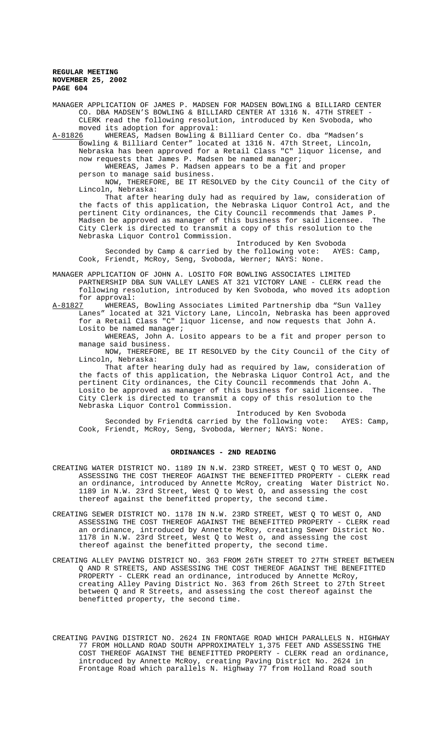MANAGER APPLICATION OF JAMES P. MADSEN FOR MADSEN BOWLING & BILLIARD CENTER CO. DBA MADSEN'S BOWLING & BILLIARD CENTER AT 1316 N. 47TH STREET - CLERK read the following resolution, introduced by Ken Svoboda, who moved its adoption for approval:

A-81826 WHEREAS, Madsen Bowling & Billiard Center Co. dba "Madsen's Bowling & Billiard Center" located at 1316 N. 47th Street, Lincoln, Nebraska has been approved for a Retail Class "C" liquor license, and now requests that James P. Madsen be named manager;

WHEREAS, James P. Madsen appears to be a fit and proper person to manage said business.

NOW, THEREFORE, BE IT RESOLVED by the City Council of the City of Lincoln, Nebraska:

That after hearing duly had as required by law, consideration of the facts of this application, the Nebraska Liquor Control Act, and the pertinent City ordinances, the City Council recommends that James P. Madsen be approved as manager of this business for said licensee. The City Clerk is directed to transmit a copy of this resolution to the Nebraska Liquor Control Commission.

Introduced by Ken Svoboda

Seconded by Camp & carried by the following vote: AYES: Camp, Cook, Friendt, McRoy, Seng, Svoboda, Werner; NAYS: None.

MANAGER APPLICATION OF JOHN A. LOSITO FOR BOWLING ASSOCIATES LIMITED PARTNERSHIP DBA SUN VALLEY LANES AT 321 VICTORY LANE - CLERK read the following resolution, introduced by Ken Svoboda, who moved its adoption for approval:

A-81827 WHEREAS, Bowling Associates Limited Partnership dba "Sun Valley Lanes" located at 321 Victory Lane, Lincoln, Nebraska has been approved for a Retail Class "C" liquor license, and now requests that John A. Losito be named manager;

WHEREAS, John A. Losito appears to be a fit and proper person to manage said business.

NOW, THEREFORE, BE IT RESOLVED by the City Council of the City of Lincoln, Nebraska:

That after hearing duly had as required by law, consideration of the facts of this application, the Nebraska Liquor Control Act, and the pertinent City ordinances, the City Council recommends that John A. Losito be approved as manager of this business for said licensee. The City Clerk is directed to transmit a copy of this resolution to the Nebraska Liquor Control Commission.

Introduced by Ken Svoboda

Seconded by Friendt& carried by the following vote: AYES: Camp, Cook, Friendt, McRoy, Seng, Svoboda, Werner; NAYS: None.

## ORDINANCES - 2ND READING

CREATING WATER DISTRICT NO. 1189 IN N.W. 23RD STREET, WEST Q TO WEST O, AND ASSESSING THE COST THEREOF AGAINST THE BENEFITTED PROPERTY - CLERK read an ordinance, introduced by Annette McRoy, creating Water District No. 1189 in N.W. 23rd Street, West Q to West O, and assessing the cost thereof against the benefitted property, the second time.

CREATING SEWER DISTRICT NO. 1178 IN N.W. 23RD STREET, WEST Q TO WEST O, AND ASSESSING THE COST THEREOF AGAINST THE BENEFITTED PROPERTY - CLERK read an ordinance, introduced by Annette McRoy, creating Sewer District No. 1178 in N.W. 23rd Street, West Q to West o, and assessing the cost thereof against the benefitted property, the second time.

CREATING ALLEY PAVING DISTRICT NO. 363 FROM 26TH STREET TO 27TH STREET BETWEEN Q AND R STREETS, AND ASSESSING THE COST THEREOF AGAINST THE BENEFITTED PROPERTY - CLERK read an ordinance, introduced by Annette McRoy, creating Alley Paving District No. 363 from 26th Street to 27th Street between Q and R Streets, and assessing the cost thereof against the benefitted property, the second time.

CREATING PAVING DISTRICT NO. 2624 IN FRONTAGE ROAD WHICH PARALLELS N. HIGHWAY 77 FROM HOLLAND ROAD SOUTH APPROXIMATELY 1,375 FEET AND ASSESSING THE COST THEREOF AGAINST THE BENEFITTED PROPERTY - CLERK read an ordinance, introduced by Annette McRoy, creating Paving District No. 2624 in Frontage Road which parallels N. Highway 77 from Holland Road south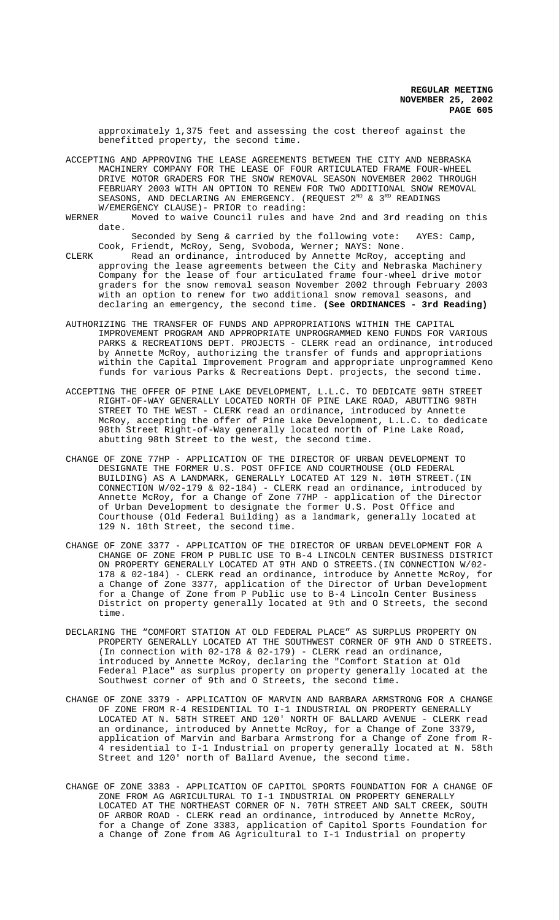approximately 1,375 feet and assessing the cost thereof against the benefitted property, the second time.

ACCEPTING AND APPROVING THE LEASE AGREEMENTS BETWEEN THE CITY AND NEBRASKA MACHINERY COMPANY FOR THE LEASE OF FOUR ARTICULATED FRAME FOUR-WHEEL DRIVE MOTOR GRADERS FOR THE SNOW REMOVAL SEASON NOVEMBER 2002 THROUGH FEBRUARY 2003 WITH AN OPTION TO RENEW FOR TWO ADDITIONAL SNOW REMOVAL SEASONS, AND DECLARING AN EMERGENCY. (REQUEST 2ND & 3RD READINGS W/EMERGENCY CLAUSE)- PRIOR to reading:

WERNER Moved to waive Council rules and have 2nd and 3rd reading on this date.

Seconded by Seng & carried by the following vote: AYES: Camp, Cook, Friendt, McRoy, Seng, Svoboda, Werner; NAYS: None.

CLERK Read an ordinance, introduced by Annette McRoy, accepting and approving the lease agreements between the City and Nebraska Machinery Company for the lease of four articulated frame four-wheel drive motor graders for the snow removal season November 2002 through February 2003 with an option to renew for two additional snow removal seasons, and declaring an emergency, the second time. **(See ORDINANCES - 3rd Reading)**

AUTHORIZING THE TRANSFER OF FUNDS AND APPROPRIATIONS WITHIN THE CAPITAL IMPROVEMENT PROGRAM AND APPROPRIATE UNPROGRAMMED KENO FUNDS FOR VARIOUS PARKS & RECREATIONS DEPT. PROJECTS - CLERK read an ordinance, introduced by Annette McRoy, authorizing the transfer of funds and appropriations within the Capital Improvement Program and appropriate unprogrammed Keno funds for various Parks & Recreations Dept. projects, the second time.

ACCEPTING THE OFFER OF PINE LAKE DEVELOPMENT, L.L.C. TO DEDICATE 98TH STREET RIGHT-OF-WAY GENERALLY LOCATED NORTH OF PINE LAKE ROAD, ABUTTING 98TH STREET TO THE WEST - CLERK read an ordinance, introduced by Annette McRoy, accepting the offer of Pine Lake Development, L.L.C. to dedicate 98th Street Right-of-Way generally located north of Pine Lake Road, abutting 98th Street to the west, the second time.

CHANGE OF ZONE 77HP - APPLICATION OF THE DIRECTOR OF URBAN DEVELOPMENT TO DESIGNATE THE FORMER U.S. POST OFFICE AND COURTHOUSE (OLD FEDERAL BUILDING) AS A LANDMARK, GENERALLY LOCATED AT 129 N. 10TH STREET.(IN CONNECTION W/02-179 & 02-184) - CLERK read an ordinance, introduced by Annette McRoy, for a Change of Zone 77HP - application of the Director of Urban Development to designate the former U.S. Post Office and Courthouse (Old Federal Building) as a landmark, generally located at 129 N. 10th Street, the second time.

CHANGE OF ZONE 3377 - APPLICATION OF THE DIRECTOR OF URBAN DEVELOPMENT FOR A CHANGE OF ZONE FROM P PUBLIC USE TO B-4 LINCOLN CENTER BUSINESS DISTRICT ON PROPERTY GENERALLY LOCATED AT 9TH AND O STREETS.(IN CONNECTION W/02-178 & 02-184) - CLERK read an ordinance, introduce by Annette McRoy, for a Change of Zone 3377, application of the Director of Urban Development for a Change of Zone from P Public use to B-4 Lincoln Center Business District on property generally located at 9th and O Streets, the second time.

DECLARING THE "COMFORT STATION AT OLD FEDERAL PLACE" AS SURPLUS PROPERTY ON PROPERTY GENERALLY LOCATED AT THE SOUTHWEST CORNER OF 9TH AND O STREETS. (In connection with 02-178 & 02-179) - CLERK read an ordinance, introduced by Annette McRoy, declaring the "Comfort Station at Old Federal Place" as surplus property on property generally located at the Southwest corner of 9th and O Streets, the second time.

CHANGE OF ZONE 3379 - APPLICATION OF MARVIN AND BARBARA ARMSTRONG FOR A CHANGE OF ZONE FROM R-4 RESIDENTIAL TO I-1 INDUSTRIAL ON PROPERTY GENERALLY LOCATED AT N. 58TH STREET AND 120' NORTH OF BALLARD AVENUE - CLERK read an ordinance, introduced by Annette McRoy, for a Change of Zone 3379, application of Marvin and Barbara Armstrong for a Change of Zone from R-4 residential to I-1 Industrial on property generally located at N. 58th Street and 120' north of Ballard Avenue, the second time.

CHANGE OF ZONE 3383 - APPLICATION OF CAPITOL SPORTS FOUNDATION FOR A CHANGE OF ZONE FROM AG AGRICULTURAL TO I-1 INDUSTRIAL ON PROPERTY GENERALLY LOCATED AT THE NORTHEAST CORNER OF N. 70TH STREET AND SALT CREEK, SOUTH OF ARBOR ROAD - CLERK read an ordinance, introduced by Annette McRoy, for a Change of Zone 3383, application of Capitol Sports Foundation for a Change of Zone from AG Agricultural to I-1 Industrial on property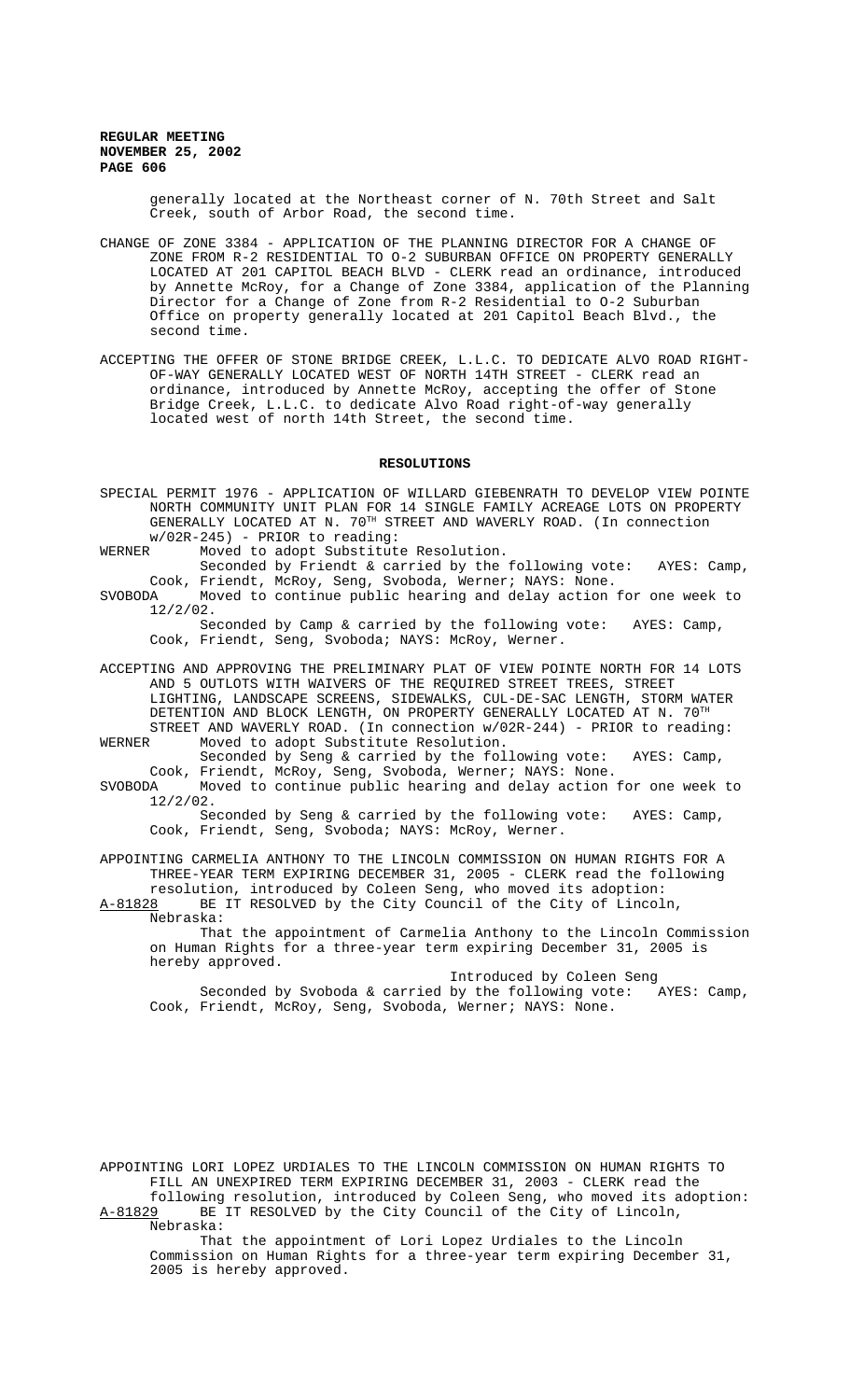generally located at the Northeast corner of N. 70th Street and Salt Creek, south of Arbor Road, the second time.

CHANGE OF ZONE 3384 - APPLICATION OF THE PLANNING DIRECTOR FOR A CHANGE OF ZONE FROM R-2 RESIDENTIAL TO O-2 SUBURBAN OFFICE ON PROPERTY GENERALLY LOCATED AT 201 CAPITOL BEACH BLVD - CLERK read an ordinance, introduced by Annette McRoy, for a Change of Zone 3384, application of the Planning Director for a Change of Zone from R-2 Residential to O-2 Suburban Office on property generally located at 201 Capitol Beach Blvd., the second time.

ACCEPTING THE OFFER OF STONE BRIDGE CREEK, L.L.C. TO DEDICATE ALVO ROAD RIGHT-OF-WAY GENERALLY LOCATED WEST OF NORTH 14TH STREET - CLERK read an ordinance, introduced by Annette McRoy, accepting the offer of Stone Bridge Creek, L.L.C. to dedicate Alvo Road right-of-way generally located west of north 14th Street, the second time.

## RESOLUTIONS

SPECIAL PERMIT 1976 - APPLICATION OF WILLARD GIEBENRATH TO DEVELOP VIEW POINTE NORTH COMMUNITY UNIT PLAN FOR 14 SINGLE FAMILY ACREAGE LOTS ON PROPERTY GENERALLY LOCATED AT N. 70TH STREET AND WAVERLY ROAD. (In connection w/02R-245) - PRIOR to reading:

WERNER Moved to adopt Substitute Resolution.
Seconded by Friendt & carried by the following vote: AYES: Camp, Cook, Friendt, McRoy, Seng, Svoboda, Werner; NAYS: None.

SVOBODA Moved to continue public hearing and delay action for one week to 12/2/02.
Seconded by Camp & carried by the following vote: AYES: Camp, Cook, Friendt, Seng, Svoboda; NAYS: McRoy, Werner.

ACCEPTING AND APPROVING THE PRELIMINARY PLAT OF VIEW POINTE NORTH FOR 14 LOTS AND 5 OUTLOTS WITH WAIVERS OF THE REQUIRED STREET TREES, STREET LIGHTING, LANDSCAPE SCREENS, SIDEWALKS, CUL-DE-SAC LENGTH, STORM WATER DETENTION AND BLOCK LENGTH, ON PROPERTY GENERALLY LOCATED AT N. 70TH STREET AND WAVERLY ROAD. (In connection w/02R-244) - PRIOR to reading:

WERNER Moved to adopt Substitute Resolution.
Seconded by Seng & carried by the following vote: AYES: Camp, Cook, Friendt, McRoy, Seng, Svoboda, Werner; NAYS: None.

SVOBODA Moved to continue public hearing and delay action for one week to 12/2/02.
Seconded by Seng & carried by the following vote: AYES: Camp, Cook, Friendt, Seng, Svoboda; NAYS: McRoy, Werner.

APPOINTING CARMELIA ANTHONY TO THE LINCOLN COMMISSION ON HUMAN RIGHTS FOR A THREE-YEAR TERM EXPIRING DECEMBER 31, 2005 - CLERK read the following resolution, introduced by Coleen Seng, who moved its adoption:

A-81828 BE IT RESOLVED by the City Council of the City of Lincoln, Nebraska:

That the appointment of Carmelia Anthony to the Lincoln Commission on Human Rights for a three-year term expiring December 31, 2005 is hereby approved.

Introduced by Coleen Seng

Seconded by Svoboda & carried by the following vote: AYES: Camp, Cook, Friendt, McRoy, Seng, Svoboda, Werner; NAYS: None.

APPOINTING LORI LOPEZ URDIALES TO THE LINCOLN COMMISSION ON HUMAN RIGHTS TO FILL AN UNEXPIRED TERM EXPIRING DECEMBER 31, 2003 - CLERK read the following resolution, introduced by Coleen Seng, who moved its adoption:

A-81829 BE IT RESOLVED by the City Council of the City of Lincoln, Nebraska:

That the appointment of Lori Lopez Urdiales to the Lincoln Commission on Human Rights for a three-year term expiring December 31, 2005 is hereby approved.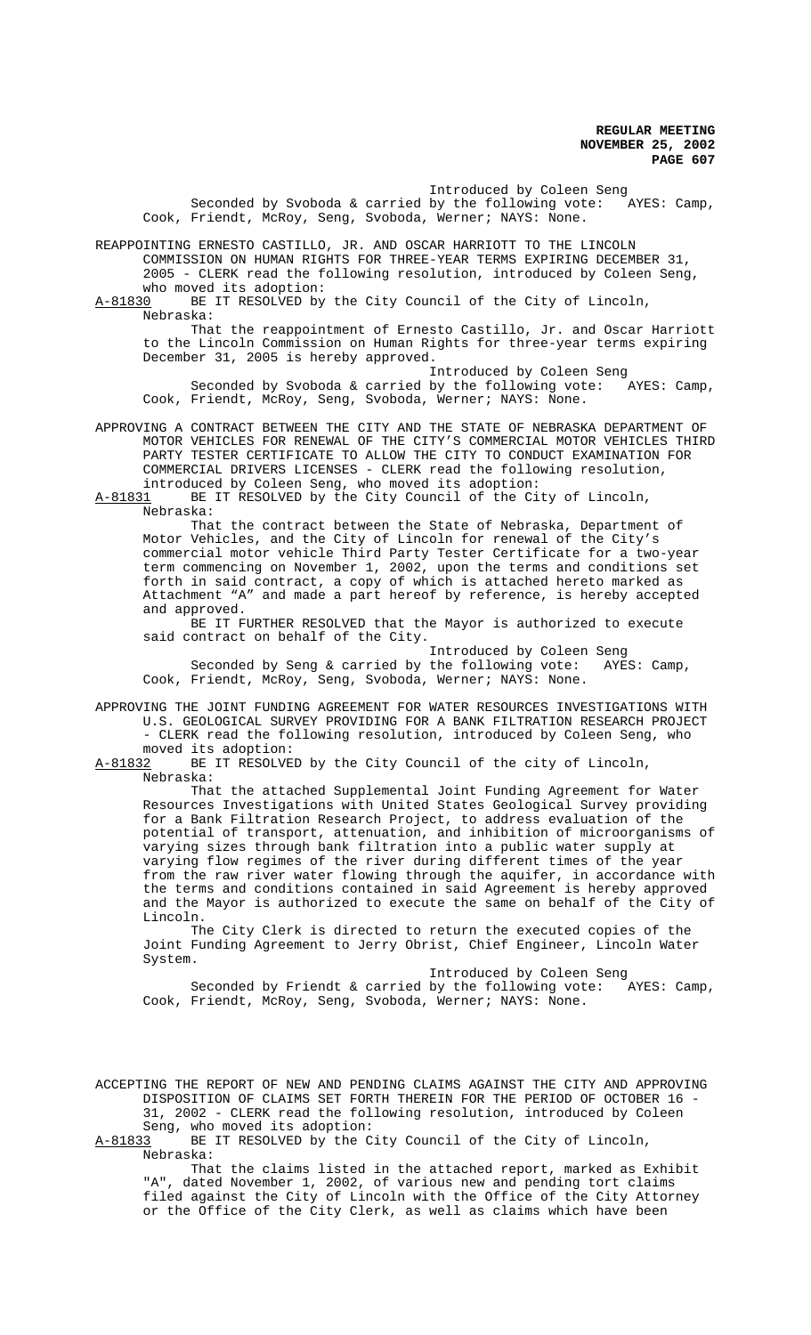Introduced by Coleen Seng

Seconded by Svoboda & carried by the following vote: AYES: Camp, Cook, Friendt, McRoy, Seng, Svoboda, Werner; NAYS: None.

REAPPOINTING ERNESTO CASTILLO, JR. AND OSCAR HARRIOTT TO THE LINCOLN COMMISSION ON HUMAN RIGHTS FOR THREE-YEAR TERMS EXPIRING DECEMBER 31, 2005 - CLERK read the following resolution, introduced by Coleen Seng, who moved its adoption:

A-81830 BE IT RESOLVED by the City Council of the City of Lincoln, Nebraska:

That the reappointment of Ernesto Castillo, Jr. and Oscar Harriott to the Lincoln Commission on Human Rights for three-year terms expiring December 31, 2005 is hereby approved.

Introduced by Coleen Seng

Seconded by Svoboda & carried by the following vote: AYES: Camp, Cook, Friendt, McRoy, Seng, Svoboda, Werner; NAYS: None.

APPROVING A CONTRACT BETWEEN THE CITY AND THE STATE OF NEBRASKA DEPARTMENT OF MOTOR VEHICLES FOR RENEWAL OF THE CITY'S COMMERCIAL MOTOR VEHICLES THIRD PARTY TESTER CERTIFICATE TO ALLOW THE CITY TO CONDUCT EXAMINATION FOR COMMERCIAL DRIVERS LICENSES - CLERK read the following resolution, introduced by Coleen Seng, who moved its adoption:

A-81831 BE IT RESOLVED by the City Council of the City of Lincoln, Nebraska:

That the contract between the State of Nebraska, Department of Motor Vehicles, and the City of Lincoln for renewal of the City's commercial motor vehicle Third Party Tester Certificate for a two-year term commencing on November 1, 2002, upon the terms and conditions set forth in said contract, a copy of which is attached hereto marked as Attachment "A" and made a part hereof by reference, is hereby accepted and approved.

BE IT FURTHER RESOLVED that the Mayor is authorized to execute said contract on behalf of the City.

Introduced by Coleen Seng

Seconded by Seng & carried by the following vote: AYES: Camp, Cook, Friendt, McRoy, Seng, Svoboda, Werner; NAYS: None.

APPROVING THE JOINT FUNDING AGREEMENT FOR WATER RESOURCES INVESTIGATIONS WITH U.S. GEOLOGICAL SURVEY PROVIDING FOR A BANK FILTRATION RESEARCH PROJECT - CLERK read the following resolution, introduced by Coleen Seng, who moved its adoption:

A-81832 BE IT RESOLVED by the City Council of the city of Lincoln, Nebraska:

That the attached Supplemental Joint Funding Agreement for Water Resources Investigations with United States Geological Survey providing for a Bank Filtration Research Project, to address evaluation of the potential of transport, attenuation, and inhibition of microorganisms of varying sizes through bank filtration into a public water supply at varying flow regimes of the river during different times of the year from the raw river water flowing through the aquifer, in accordance with the terms and conditions contained in said Agreement is hereby approved and the Mayor is authorized to execute the same on behalf of the City of Lincoln.

The City Clerk is directed to return the executed copies of the Joint Funding Agreement to Jerry Obrist, Chief Engineer, Lincoln Water System.

Introduced by Coleen Seng

Seconded by Friendt & carried by the following vote: AYES: Camp, Cook, Friendt, McRoy, Seng, Svoboda, Werner; NAYS: None.

ACCEPTING THE REPORT OF NEW AND PENDING CLAIMS AGAINST THE CITY AND APPROVING DISPOSITION OF CLAIMS SET FORTH THEREIN FOR THE PERIOD OF OCTOBER 16 - 31, 2002 - CLERK read the following resolution, introduced by Coleen Seng, who moved its adoption:

A-81833 BE IT RESOLVED by the City Council of the City of Lincoln, Nebraska:

That the claims listed in the attached report, marked as Exhibit "A", dated November 1, 2002, of various new and pending tort claims filed against the City of Lincoln with the Office of the City Attorney or the Office of the City Clerk, as well as claims which have been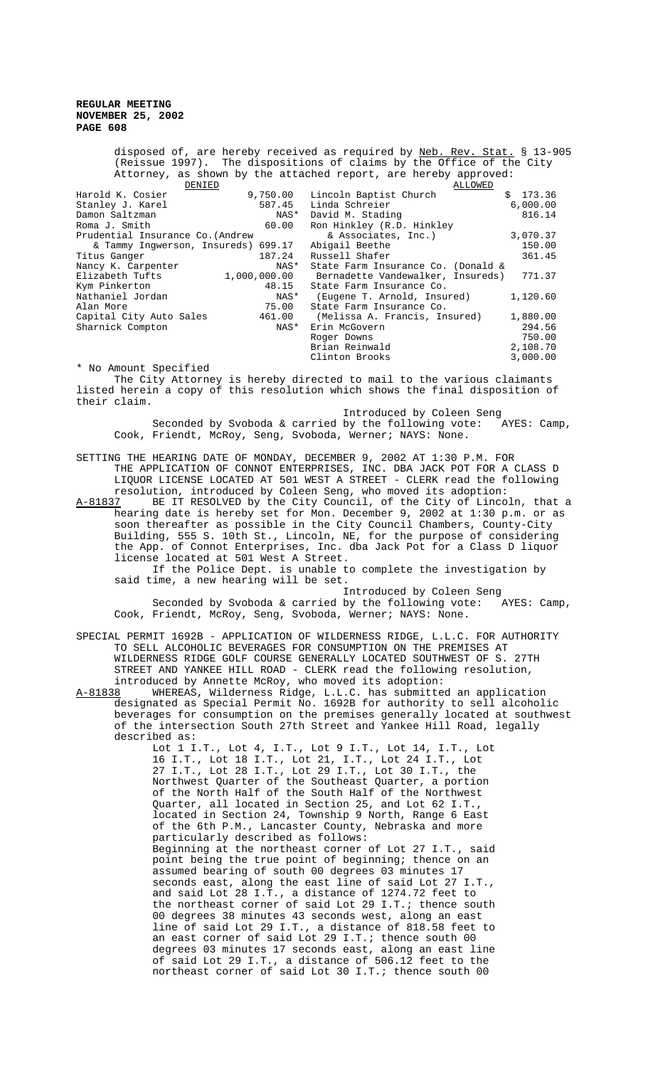disposed of, are hereby received as required by Neb. Rev. Stat. § 13-905 (Reissue 1997). The dispositions of claims by the Office of the City Attorney, as shown by the attached report, are hereby approved:

| DENIED | | ALLOWED | |
|---|---|---|---|
| Harold K. Cosier | 9,750.00 | Lincoln Baptist Church | $ 173.36 |
| Stanley J. Karel | 587.45 | Linda Schreier | 6,000.00 |
| Damon Saltzman | NAS* | David M. Stading | 816.14 |
| Roma J. Smith | 60.00 | Ron Hinkley (R.D. Hinkley & Associates, Inc.) | 3,070.37 |
| Prudential Insurance Co.(Andrew & Tammy Ingwerson, Insureds) | 699.17 | Abigail Beethe | 150.00 |
| Titus Ganger | 187.24 | Russell Shafer | 361.45 |
| Nancy K. Carpenter | NAS* | State Farm Insurance Co. (Donald & Bernadette Vandewalker, Insureds) | 771.37 |
| Elizabeth Tufts | 1,000,000.00 | State Farm Insurance Co. (Eugene T. Arnold, Insured) | 1,120.60 |
| Kym Pinkerton | 48.15 | State Farm Insurance Co. (Melissa A. Francis, Insured) | 1,880.00 |
| Nathaniel Jordan | NAS* | Erin McGovern | 294.56 |
| Alan More | 75.00 | Roger Downs | 750.00 |
| Capital City Auto Sales | 461.00 | Brian Reinwald | 2,108.70 |
| Sharnick Compton | NAS* | Clinton Brooks | 3,000.00 |

\* No Amount Specified

The City Attorney is hereby directed to mail to the various claimants listed herein a copy of this resolution which shows the final disposition of their claim.

Introduced by Coleen Seng

Seconded by Svoboda & carried by the following vote: AYES: Camp, Cook, Friendt, McRoy, Seng, Svoboda, Werner; NAYS: None.

SETTING THE HEARING DATE OF MONDAY, DECEMBER 9, 2002 AT 1:30 P.M. FOR THE APPLICATION OF CONNOT ENTERPRISES, INC. DBA JACK POT FOR A CLASS D LIQUOR LICENSE LOCATED AT 501 WEST A STREET - CLERK read the following resolution, introduced by Coleen Seng, who moved its adoption:

A-81837 BE IT RESOLVED by the City Council, of the City of Lincoln, that a hearing date is hereby set for Mon. December 9, 2002 at 1:30 p.m. or as soon thereafter as possible in the City Council Chambers, County-City Building, 555 S. 10th St., Lincoln, NE, for the purpose of considering the App. of Connot Enterprises, Inc. dba Jack Pot for a Class D liquor license located at 501 West A Street.

If the Police Dept. is unable to complete the investigation by said time, a new hearing will be set.

Introduced by Coleen Seng

Seconded by Svoboda & carried by the following vote: AYES: Camp, Cook, Friendt, McRoy, Seng, Svoboda, Werner; NAYS: None.

SPECIAL PERMIT 1692B - APPLICATION OF WILDERNESS RIDGE, L.L.C. FOR AUTHORITY TO SELL ALCOHOLIC BEVERAGES FOR CONSUMPTION ON THE PREMISES AT WILDERNESS RIDGE GOLF COURSE GENERALLY LOCATED SOUTHWEST OF S. 27TH STREET AND YANKEE HILL ROAD - CLERK read the following resolution, introduced by Annette McRoy, who moved its adoption:

A-81838 WHEREAS, Wilderness Ridge, L.L.C. has submitted an application designated as Special Permit No. 1692B for authority to sell alcoholic beverages for consumption on the premises generally located at southwest of the intersection South 27th Street and Yankee Hill Road, legally described as:

Lot 1 I.T., Lot 4, I.T., Lot 9 I.T., Lot 14, I.T., Lot 16 I.T., Lot 18 I.T., Lot 21, I.T., Lot 24 I.T., Lot 27 I.T., Lot 28 I.T., Lot 29 I.T., Lot 30 I.T., the Northwest Quarter of the Southeast Quarter, a portion of the North Half of the South Half of the Northwest Quarter, all located in Section 25, and Lot 62 I.T., located in Section 24, Township 9 North, Range 6 East of the 6th P.M., Lancaster County, Nebraska and more particularly described as follows:

Beginning at the northeast corner of Lot 27 I.T., said point being the true point of beginning; thence on an assumed bearing of south 00 degrees 03 minutes 17 seconds east, along the east line of said Lot 27 I.T., and said Lot 28 I.T., a distance of 1274.72 feet to the northeast corner of said Lot 29 I.T.; thence south 00 degrees 38 minutes 43 seconds west, along an east line of said Lot 29 I.T., a distance of 818.58 feet to an east corner of said Lot 29 I.T.; thence south 00 degrees 03 minutes 17 seconds east, along an east line of said Lot 29 I.T., a distance of 506.12 feet to the northeast corner of said Lot 30 I.T.; thence south 00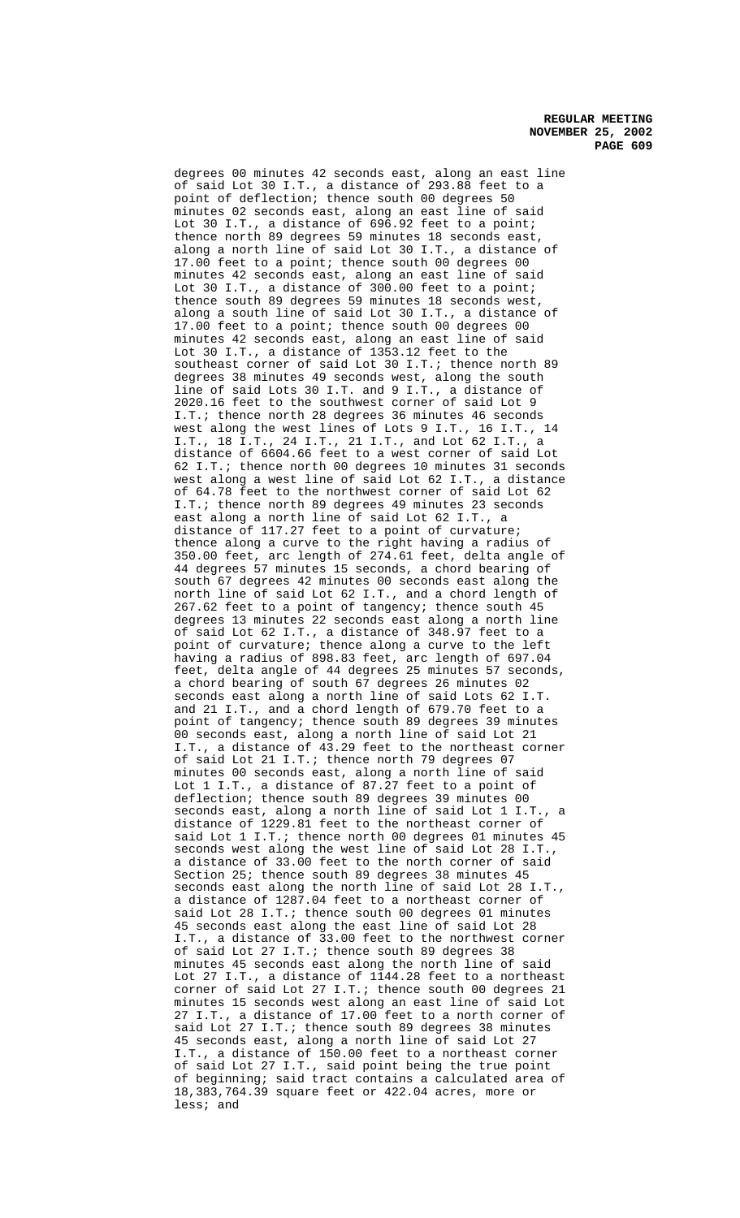degrees 00 minutes 42 seconds east, along an east line of said Lot 30 I.T., a distance of 293.88 feet to a point of deflection; thence south 00 degrees 50 minutes 02 seconds east, along an east line of said Lot 30 I.T., a distance of 696.92 feet to a point; thence north 89 degrees 59 minutes 18 seconds east, along a north line of said Lot 30 I.T., a distance of 17.00 feet to a point; thence south 00 degrees 00 minutes 42 seconds east, along an east line of said Lot 30 I.T., a distance of 300.00 feet to a point; thence south 89 degrees 59 minutes 18 seconds west, along a south line of said Lot 30 I.T., a distance of 17.00 feet to a point; thence south 00 degrees 00 minutes 42 seconds east, along an east line of said Lot 30 I.T., a distance of 1353.12 feet to the southeast corner of said Lot 30 I.T.; thence north 89 degrees 38 minutes 49 seconds west, along the south line of said Lots 30 I.T. and 9 I.T., a distance of 2020.16 feet to the southwest corner of said Lot 9 I.T.; thence north 28 degrees 36 minutes 46 seconds west along the west lines of Lots 9 I.T., 16 I.T., 14 I.T., 18 I.T., 24 I.T., 21 I.T., and Lot 62 I.T., a distance of 6604.66 feet to a west corner of said Lot 62 I.T.; thence north 00 degrees 10 minutes 31 seconds west along a west line of said Lot 62 I.T., a distance of 64.78 feet to the northwest corner of said Lot 62 I.T.; thence north 89 degrees 49 minutes 23 seconds east along a north line of said Lot 62 I.T., a distance of 117.27 feet to a point of curvature; thence along a curve to the right having a radius of 350.00 feet, arc length of 274.61 feet, delta angle of 44 degrees 57 minutes 15 seconds, a chord bearing of south 67 degrees 42 minutes 00 seconds east along the north line of said Lot 62 I.T., and a chord length of 267.62 feet to a point of tangency; thence south 45 degrees 13 minutes 22 seconds east along a north line of said Lot 62 I.T., a distance of 348.97 feet to a point of curvature; thence along a curve to the left having a radius of 898.83 feet, arc length of 697.04 feet, delta angle of 44 degrees 25 minutes 57 seconds, a chord bearing of south 67 degrees 26 minutes 02 seconds east along a north line of said Lots 62 I.T. and 21 I.T., and a chord length of 679.70 feet to a point of tangency; thence south 89 degrees 39 minutes 00 seconds east, along a north line of said Lot 21 I.T., a distance of 43.29 feet to the northeast corner of said Lot 21 I.T.; thence north 79 degrees 07 minutes 00 seconds east, along a north line of said Lot 1 I.T., a distance of 87.27 feet to a point of deflection; thence south 89 degrees 39 minutes 00 seconds east, along a north line of said Lot 1 I.T., a distance of 1229.81 feet to the northeast corner of said Lot 1 I.T.; thence north 00 degrees 01 minutes 45 seconds west along the west line of said Lot 28 I.T., a distance of 33.00 feet to the north corner of said Section 25; thence south 89 degrees 38 minutes 45 seconds east along the north line of said Lot 28 I.T., a distance of 1287.04 feet to a northeast corner of said Lot 28 I.T.; thence south 00 degrees 01 minutes 45 seconds east along the east line of said Lot 28 I.T., a distance of 33.00 feet to the northwest corner of said Lot 27 I.T.; thence south 89 degrees 38 minutes 45 seconds east along the north line of said Lot 27 I.T., a distance of 1144.28 feet to a northeast corner of said Lot 27 I.T.; thence south 00 degrees 21 minutes 15 seconds west along an east line of said Lot 27 I.T., a distance of 17.00 feet to a north corner of said Lot 27 I.T.; thence south 89 degrees 38 minutes 45 seconds east, along a north line of said Lot 27 I.T., a distance of 150.00 feet to a northeast corner of said Lot 27 I.T., said point being the true point of beginning; said tract contains a calculated area of 18,383,764.39 square feet or 422.04 acres, more or less; and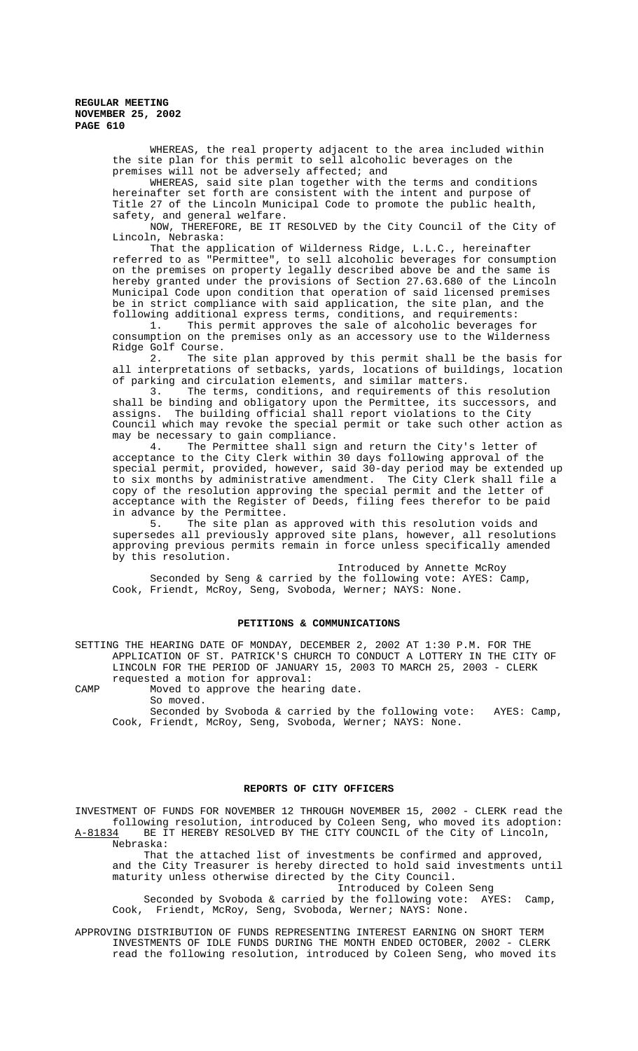WHEREAS, the real property adjacent to the area included within the site plan for this permit to sell alcoholic beverages on the premises will not be adversely affected; and

WHEREAS, said site plan together with the terms and conditions hereinafter set forth are consistent with the intent and purpose of Title 27 of the Lincoln Municipal Code to promote the public health, safety, and general welfare.

NOW, THEREFORE, BE IT RESOLVED by the City Council of the City of Lincoln, Nebraska:

That the application of Wilderness Ridge, L.L.C., hereinafter referred to as "Permittee", to sell alcoholic beverages for consumption on the premises on property legally described above be and the same is hereby granted under the provisions of Section 27.63.680 of the Lincoln Municipal Code upon condition that operation of said licensed premises be in strict compliance with said application, the site plan, and the following additional express terms, conditions, and requirements:

1. This permit approves the sale of alcoholic beverages for consumption on the premises only as an accessory use to the Wilderness Ridge Golf Course.
2. The site plan approved by this permit shall be the basis for all interpretations of setbacks, yards, locations of buildings, location of parking and circulation elements, and similar matters.
3. The terms, conditions, and requirements of this resolution shall be binding and obligatory upon the Permittee, its successors, and assigns. The building official shall report violations to the City Council which may revoke the special permit or take such other action as may be necessary to gain compliance.
4. The Permittee shall sign and return the City's letter of acceptance to the City Clerk within 30 days following approval of the special permit, provided, however, said 30-day period may be extended up to six months by administrative amendment. The City Clerk shall file a copy of the resolution approving the special permit and the letter of acceptance with the Register of Deeds, filing fees therefor to be paid in advance by the Permittee.
5. The site plan as approved with this resolution voids and supersedes all previously approved site plans, however, all resolutions approving previous permits remain in force unless specifically amended by this resolution.

Introduced by Annette McRoy

Seconded by Seng & carried by the following vote: AYES: Camp, Cook, Friendt, McRoy, Seng, Svoboda, Werner; NAYS: None.

## PETITIONS & COMMUNICATIONS

SETTING THE HEARING DATE OF MONDAY, DECEMBER 2, 2002 AT 1:30 P.M. FOR THE APPLICATION OF ST. PATRICK'S CHURCH TO CONDUCT A LOTTERY IN THE CITY OF LINCOLN FOR THE PERIOD OF JANUARY 15, 2003 TO MARCH 25, 2003 - CLERK requested a motion for approval:

CAMP Moved to approve the hearing date.

So moved.

Seconded by Svoboda & carried by the following vote: AYES: Camp, Cook, Friendt, McRoy, Seng, Svoboda, Werner; NAYS: None.

## REPORTS OF CITY OFFICERS

INVESTMENT OF FUNDS FOR NOVEMBER 12 THROUGH NOVEMBER 15, 2002 - CLERK read the following resolution, introduced by Coleen Seng, who moved its adoption:

A-81834 BE IT HEREBY RESOLVED BY THE CITY COUNCIL of the City of Lincoln, Nebraska:

That the attached list of investments be confirmed and approved, and the City Treasurer is hereby directed to hold said investments until maturity unless otherwise directed by the City Council.

Introduced by Coleen Seng

Seconded by Svoboda & carried by the following vote: AYES: Camp, Cook, Friendt, McRoy, Seng, Svoboda, Werner; NAYS: None.

APPROVING DISTRIBUTION OF FUNDS REPRESENTING INTEREST EARNING ON SHORT TERM INVESTMENTS OF IDLE FUNDS DURING THE MONTH ENDED OCTOBER, 2002 - CLERK read the following resolution, introduced by Coleen Seng, who moved its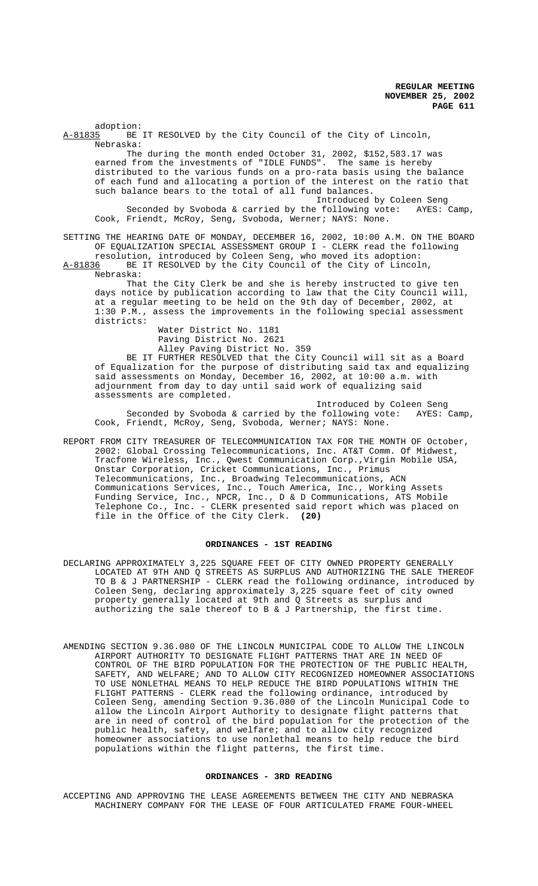adoption:

A-81835 BE IT RESOLVED by the City Council of the City of Lincoln, Nebraska:

The during the month ended October 31, 2002, $152,583.17 was earned from the investments of "IDLE FUNDS". The same is hereby distributed to the various funds on a pro-rata basis using the balance of each fund and allocating a portion of the interest on the ratio that such balance bears to the total of all fund balances.

Introduced by Coleen Seng

Seconded by Svoboda & carried by the following vote: AYES: Camp, Cook, Friendt, McRoy, Seng, Svoboda, Werner; NAYS: None.

SETTING THE HEARING DATE OF MONDAY, DECEMBER 16, 2002, 10:00 A.M. ON THE BOARD OF EQUALIZATION SPECIAL ASSESSMENT GROUP I - CLERK read the following resolution, introduced by Coleen Seng, who moved its adoption:

A-81836 BE IT RESOLVED by the City Council of the City of Lincoln, Nebraska:

That the City Clerk be and she is hereby instructed to give ten days notice by publication according to law that the City Council will, at a regular meeting to be held on the 9th day of December, 2002, at 1:30 P.M., assess the improvements in the following special assessment districts:

Water District No. 1181
Paving District No. 2621
Alley Paving District No. 359

BE IT FURTHER RESOLVED that the City Council will sit as a Board of Equalization for the purpose of distributing said tax and equalizing said assessments on Monday, December 16, 2002, at 10:00 a.m. with adjournment from day to day until said work of equalizing said assessments are completed.

Introduced by Coleen Seng

Seconded by Svoboda & carried by the following vote: AYES: Camp, Cook, Friendt, McRoy, Seng, Svoboda, Werner; NAYS: None.

REPORT FROM CITY TREASURER OF TELECOMMUNICATION TAX FOR THE MONTH OF October, 2002: Global Crossing Telecommunications, Inc. AT&T Comm. Of Midwest, Tracfone Wireless, Inc., Qwest Communication Corp.,Virgin Mobile USA, Onstar Corporation, Cricket Communications, Inc., Primus Telecommunications, Inc., Broadwing Telecommunications, ACN Communications Services, Inc., Touch America, Inc., Working Assets Funding Service, Inc., NPCR, Inc., D & D Communications, ATS Mobile Telephone Co., Inc. - CLERK presented said report which was placed on file in the Office of the City Clerk. **(20)**

## ORDINANCES - 1ST READING

DECLARING APPROXIMATELY 3,225 SQUARE FEET OF CITY OWNED PROPERTY GENERALLY LOCATED AT 9TH AND Q STREETS AS SURPLUS AND AUTHORIZING THE SALE THEREOF TO B & J PARTNERSHIP - CLERK read the following ordinance, introduced by Coleen Seng, declaring approximately 3,225 square feet of city owned property generally located at 9th and Q Streets as surplus and authorizing the sale thereof to B & J Partnership, the first time.

AMENDING SECTION 9.36.080 OF THE LINCOLN MUNICIPAL CODE TO ALLOW THE LINCOLN AIRPORT AUTHORITY TO DESIGNATE FLIGHT PATTERNS THAT ARE IN NEED OF CONTROL OF THE BIRD POPULATION FOR THE PROTECTION OF THE PUBLIC HEALTH, SAFETY, AND WELFARE; AND TO ALLOW CITY RECOGNIZED HOMEOWNER ASSOCIATIONS TO USE NONLETHAL MEANS TO HELP REDUCE THE BIRD POPULATIONS WITHIN THE FLIGHT PATTERNS - CLERK read the following ordinance, introduced by Coleen Seng, amending Section 9.36.080 of the Lincoln Municipal Code to allow the Lincoln Airport Authority to designate flight patterns that are in need of control of the bird population for the protection of the public health, safety, and welfare; and to allow city recognized homeowner associations to use nonlethal means to help reduce the bird populations within the flight patterns, the first time.

## ORDINANCES - 3RD READING

ACCEPTING AND APPROVING THE LEASE AGREEMENTS BETWEEN THE CITY AND NEBRASKA MACHINERY COMPANY FOR THE LEASE OF FOUR ARTICULATED FRAME FOUR-WHEEL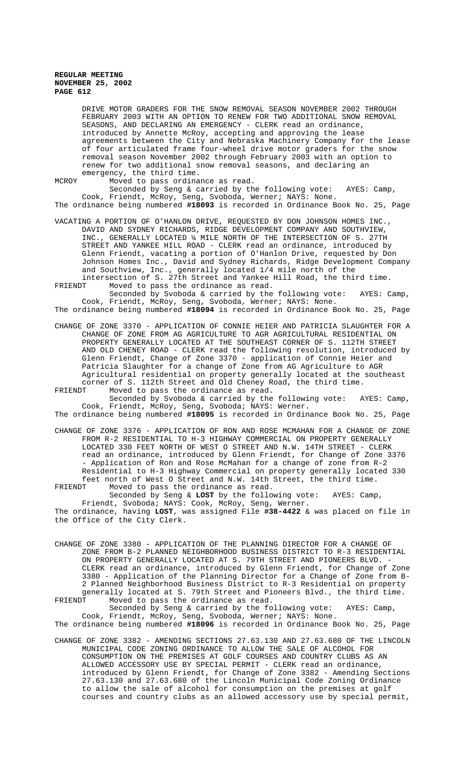DRIVE MOTOR GRADERS FOR THE SNOW REMOVAL SEASON NOVEMBER 2002 THROUGH FEBRUARY 2003 WITH AN OPTION TO RENEW FOR TWO ADDITIONAL SNOW REMOVAL SEASONS, AND DECLARING AN EMERGENCY - CLERK read an ordinance, introduced by Annette McRoy, accepting and approving the lease agreements between the City and Nebraska Machinery Company for the lease of four articulated frame four-wheel drive motor graders for the snow removal season November 2002 through February 2003 with an option to renew for two additional snow removal seasons, and declaring an emergency, the third time.

MCROY Moved to pass ordinance as read.

Seconded by Seng & carried by the following vote: AYES: Camp, Cook, Friendt, McRoy, Seng, Svoboda, Werner; NAYS: None.

The ordinance being numbered **#18093** is recorded in Ordinance Book No. 25, Page

VACATING A PORTION OF O'HANLON DRIVE, REQUESTED BY DON JOHNSON HOMES INC., DAVID AND SYDNEY RICHARDS, RIDGE DEVELOPMENT COMPANY AND SOUTHVIEW, INC., GENERALLY LOCATED ¼ MILE NORTH OF THE INTERSECTION OF S. 27TH STREET AND YANKEE HILL ROAD - CLERK read an ordinance, introduced by Glenn Friendt, vacating a portion of O'Hanlon Drive, requested by Don Johnson Homes Inc., David and Sydney Richards, Ridge Development Company and Southview, Inc., generally located 1/4 mile north of the intersection of S. 27th Street and Yankee Hill Road, the third time.

FRIENDT Moved to pass the ordinance as read.

Seconded by Svoboda & carried by the following vote: AYES: Camp, Cook, Friendt, McRoy, Seng, Svoboda, Werner; NAYS: None.

The ordinance being numbered **#18094** is recorded in Ordinance Book No. 25, Page

CHANGE OF ZONE 3370 - APPLICATION OF CONNIE HEIER AND PATRICIA SLAUGHTER FOR A CHANGE OF ZONE FROM AG AGRICULTURE TO AGR AGRICULTURAL RESIDENTIAL ON PROPERTY GENERALLY LOCATED AT THE SOUTHEAST CORNER OF S. 112TH STREET AND OLD CHENEY ROAD - CLERK read the following resolution, introduced by Glenn Friendt, Change of Zone 3370 - application of Connie Heier and Patricia Slaughter for a change of Zone from AG Agriculture to AGR Agricultural residential on property generally located at the southeast corner of S. 112th Street and Old Cheney Road, the third time.

FRIENDT Moved to pass the ordinance as read.

Seconded by Svoboda & carried by the following vote: AYES: Camp, Cook, Friendt, McRoy, Seng, Svoboda; NAYS: Werner.

The ordinance being numbered **#18095** is recorded in Ordinance Book No. 25, Page

CHANGE OF ZONE 3376 - APPLICATION OF RON AND ROSE MCMAHAN FOR A CHANGE OF ZONE FROM R-2 RESIDENTIAL TO H-3 HIGHWAY COMMERCIAL ON PROPERTY GENERALLY LOCATED 330 FEET NORTH OF WEST O STREET AND N.W. 14TH STREET - CLERK read an ordinance, introduced by Glenn Friendt, for Change of Zone 3376 - Application of Ron and Rose McMahan for a change of zone from R-2 Residential to H-3 Highway Commercial on property generally located 330 feet north of West O Street and N.W. 14th Street, the third time.

FRIENDT Moved to pass the ordinance as read.

Seconded by Seng & **LOST** by the following vote: AYES: Camp, Friendt, Svoboda; NAYS: Cook, McRoy, Seng, Werner.

The ordinance, having **LOST**, was assigned File **#38-4422** & was placed on file in the Office of the City Clerk.

CHANGE OF ZONE 3380 - APPLICATION OF THE PLANNING DIRECTOR FOR A CHANGE OF ZONE FROM B-2 PLANNED NEIGHBORHOOD BUSINESS DISTRICT TO R-3 RESIDENTIAL ON PROPERTY GENERALLY LOCATED AT S. 79TH STREET AND PIONEERS BLVD. - CLERK read an ordinance, introduced by Glenn Friendt, for Change of Zone 3380 - Application of the Planning Director for a Change of Zone from B-2 Planned Neighborhood Business District to R-3 Residential on property generally located at S. 79th Street and Pioneers Blvd., the third time.

FRIENDT Moved to pass the ordinance as read.

Seconded by Seng & carried by the following vote: AYES: Camp, Cook, Friendt, McRoy, Seng, Svoboda, Werner; NAYS: None.

The ordinance being numbered **#18096** is recorded in Ordinance Book No. 25, Page

CHANGE OF ZONE 3382 - AMENDING SECTIONS 27.63.130 AND 27.63.680 OF THE LINCOLN MUNICIPAL CODE ZONING ORDINANCE TO ALLOW THE SALE OF ALCOHOL FOR CONSUMPTION ON THE PREMISES AT GOLF COURSES AND COUNTRY CLUBS AS AN ALLOWED ACCESSORY USE BY SPECIAL PERMIT - CLERK read an ordinance, introduced by Glenn Friendt, for Change of Zone 3382 - Amending Sections 27.63.130 and 27.63.680 of the Lincoln Municipal Code Zoning Ordinance to allow the sale of alcohol for consumption on the premises at golf courses and country clubs as an allowed accessory use by special permit,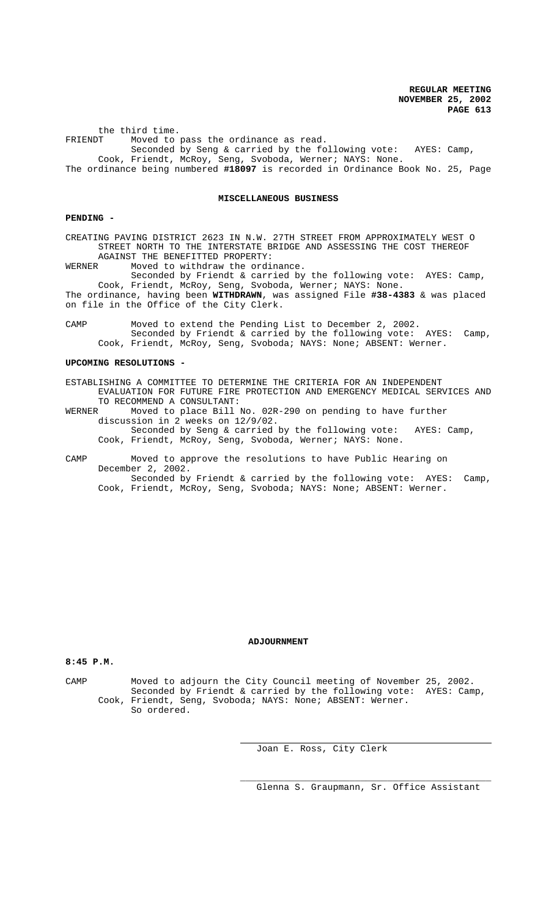the third time.

FRIENDT Moved to pass the ordinance as read.

Seconded by Seng & carried by the following vote: AYES: Camp, Cook, Friendt, McRoy, Seng, Svoboda, Werner; NAYS: None.

The ordinance being numbered **#18097** is recorded in Ordinance Book No. 25, Page

## MISCELLANEOUS BUSINESS

**PENDING -**

CREATING PAVING DISTRICT 2623 IN N.W. 27TH STREET FROM APPROXIMATELY WEST O STREET NORTH TO THE INTERSTATE BRIDGE AND ASSESSING THE COST THEREOF AGAINST THE BENEFITTED PROPERTY:

WERNER Moved to withdraw the ordinance.

Seconded by Friendt & carried by the following vote: AYES: Camp, Cook, Friendt, McRoy, Seng, Svoboda, Werner; NAYS: None.

The ordinance, having been **WITHDRAWN**, was assigned File **#38-4383** & was placed on file in the Office of the City Clerk.

CAMP Moved to extend the Pending List to December 2, 2002.

Seconded by Friendt & carried by the following vote: AYES: Camp, Cook, Friendt, McRoy, Seng, Svoboda; NAYS: None; ABSENT: Werner.

**UPCOMING RESOLUTIONS -**

ESTABLISHING A COMMITTEE TO DETERMINE THE CRITERIA FOR AN INDEPENDENT EVALUATION FOR FUTURE FIRE PROTECTION AND EMERGENCY MEDICAL SERVICES AND TO RECOMMEND A CONSULTANT:

WERNER Moved to place Bill No. 02R-290 on pending to have further discussion in 2 weeks on 12/9/02.

Seconded by Seng & carried by the following vote: AYES: Camp, Cook, Friendt, McRoy, Seng, Svoboda, Werner; NAYS: None.

CAMP Moved to approve the resolutions to have Public Hearing on December 2, 2002.

Seconded by Friendt & carried by the following vote: AYES: Camp, Cook, Friendt, McRoy, Seng, Svoboda; NAYS: None; ABSENT: Werner.

## ADJOURNMENT

**8:45 P.M.**

CAMP Moved to adjourn the City Council meeting of November 25, 2002.

Seconded by Friendt & carried by the following vote: AYES: Camp, Cook, Friendt, Seng, Svoboda; NAYS: None; ABSENT: Werner.

So ordered.

Joan E. Ross, City Clerk

Glenna S. Graupmann, Sr. Office Assistant